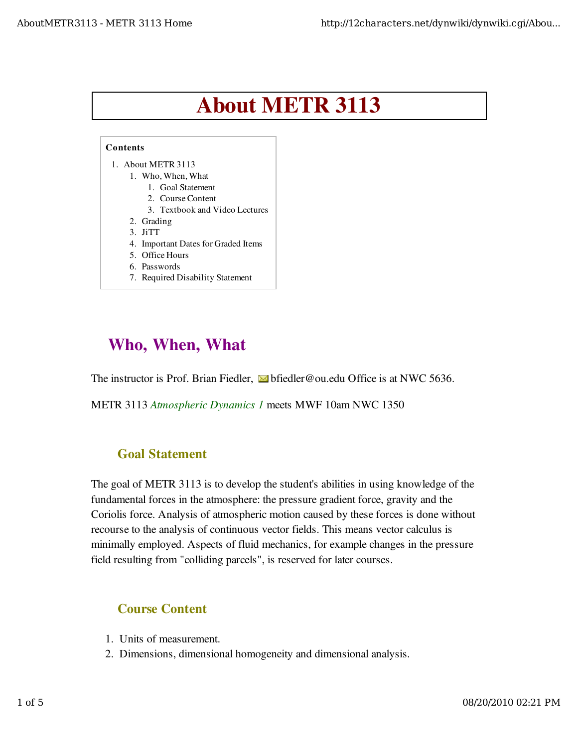# About METR 3113

**Contents**

1. About METR 3113
   1. Who, When, What
      1. Goal Statement
      2. Course Content
      3. Textbook and Video Lectures
   2. Grading
   3. JiTT
   4. Important Dates for Graded Items
   5. Office Hours
   6. Passwords
   7. Required Disability Statement

## Who, When, What

The instructor is Prof. Brian Fiedler, bfiedler@ou.edu Office is at NWC 5636.

METR 3113 *Atmospheric Dynamics 1* meets MWF 10am NWC 1350

### Goal Statement

The goal of METR 3113 is to develop the student's abilities in using knowledge of the fundamental forces in the atmosphere: the pressure gradient force, gravity and the Coriolis force. Analysis of atmospheric motion caused by these forces is done without recourse to the analysis of continuous vector fields. This means vector calculus is minimally employed. Aspects of fluid mechanics, for example changes in the pressure field resulting from "colliding parcels", is reserved for later courses.

### Course Content

1. Units of measurement.
2. Dimensions, dimensional homogeneity and dimensional analysis.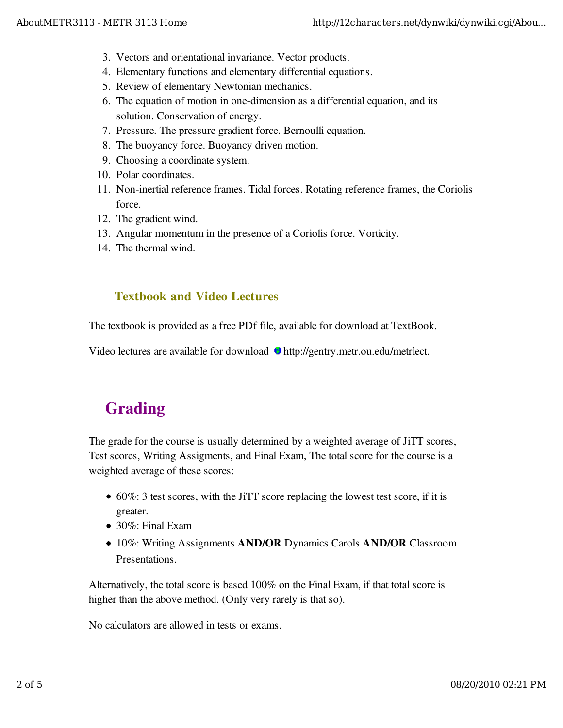3. Vectors and orientational invariance. Vector products.
4. Elementary functions and elementary differential equations.
5. Review of elementary Newtonian mechanics.
6. The equation of motion in one-dimension as a differential equation, and its solution. Conservation of energy.
7. Pressure. The pressure gradient force. Bernoulli equation.
8. The buoyancy force. Buoyancy driven motion.
9. Choosing a coordinate system.
10. Polar coordinates.
11. Non-inertial reference frames. Tidal forces. Rotating reference frames, the Coriolis force.
12. The gradient wind.
13. Angular momentum in the presence of a Coriolis force. Vorticity.
14. The thermal wind.

### Textbook and Video Lectures

The textbook is provided as a free PDf file, available for download at TextBook.

Video lectures are available for download http://gentry.metr.ou.edu/metrlect.

## Grading

The grade for the course is usually determined by a weighted average of JiTT scores, Test scores, Writing Assigments, and Final Exam, The total score for the course is a weighted average of these scores:

- 60%: 3 test scores, with the JiTT score replacing the lowest test score, if it is greater.
- 30%: Final Exam
- 10%: Writing Assignments **AND/OR** Dynamics Carols **AND/OR** Classroom Presentations.

Alternatively, the total score is based 100% on the Final Exam, if that total score is higher than the above method. (Only very rarely is that so).

No calculators are allowed in tests or exams.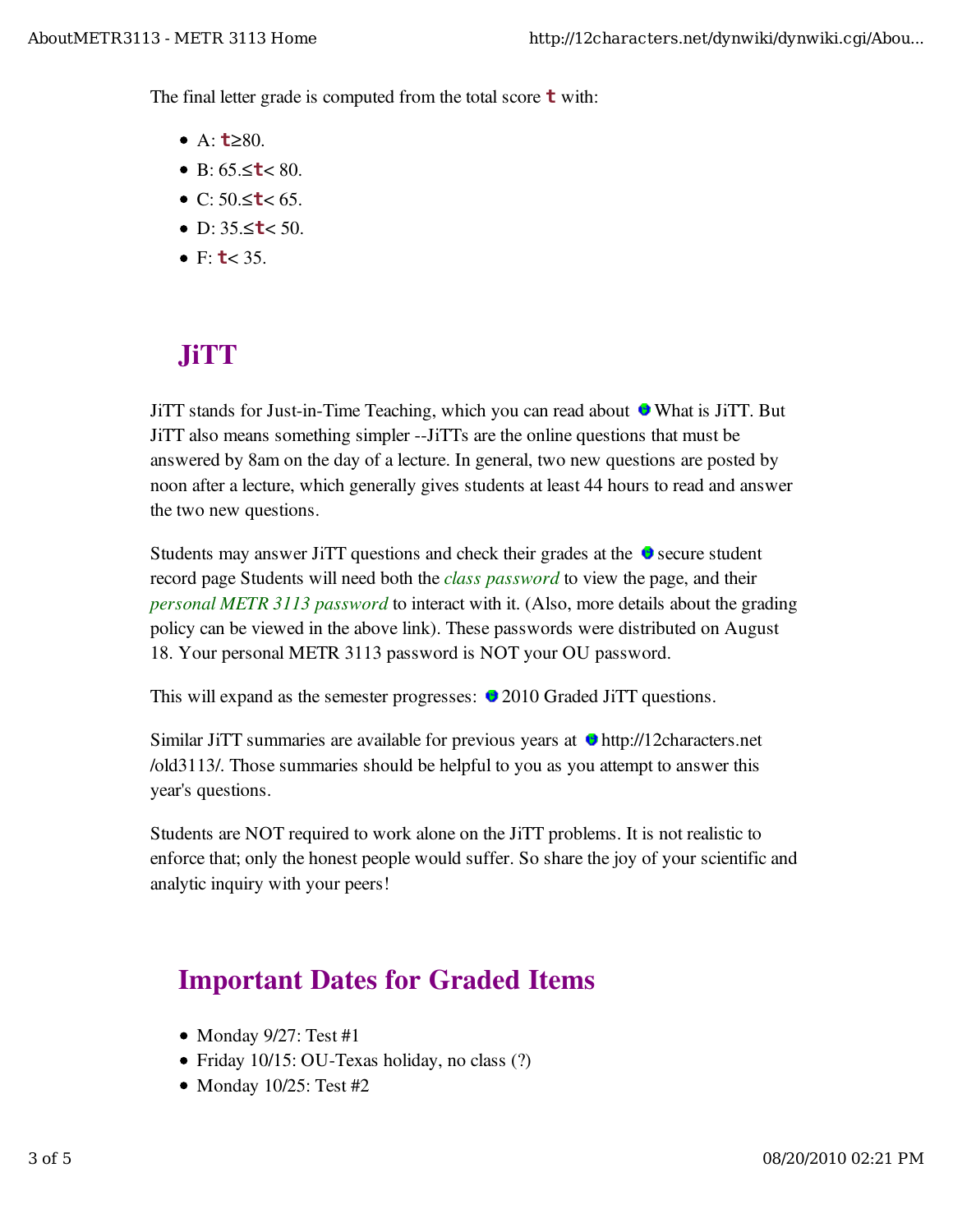The final letter grade is computed from the total score **t** with:

- A: **t**≥80.
- B: 65.≤**t**< 80.
- C: 50.≤**t**< 65.
- D: 35.≤**t**< 50.
- F: **t**< 35.

## JiTT

JiTT stands for Just-in-Time Teaching, which you can read about What is JiTT. But JiTT also means something simpler --JiTTs are the online questions that must be answered by 8am on the day of a lecture. In general, two new questions are posted by noon after a lecture, which generally gives students at least 44 hours to read and answer the two new questions.

Students may answer JiTT questions and check their grades at the secure student record page Students will need both the *class password* to view the page, and their *personal METR 3113 password* to interact with it. (Also, more details about the grading policy can be viewed in the above link). These passwords were distributed on August 18. Your personal METR 3113 password is NOT your OU password.

This will expand as the semester progresses: 2010 Graded JiTT questions.

Similar JiTT summaries are available for previous years at http://12characters.net/old3113/. Those summaries should be helpful to you as you attempt to answer this year's questions.

Students are NOT required to work alone on the JiTT problems. It is not realistic to enforce that; only the honest people would suffer. So share the joy of your scientific and analytic inquiry with your peers!

## Important Dates for Graded Items

- Monday 9/27: Test #1
- Friday 10/15: OU-Texas holiday, no class (?)
- Monday 10/25: Test #2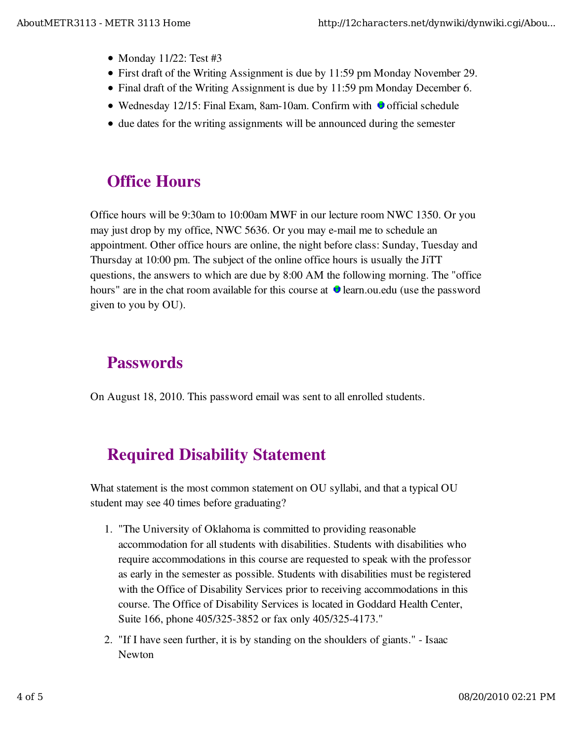- Monday 11/22: Test #3
- First draft of the Writing Assignment is due by 11:59 pm Monday November 29.
- Final draft of the Writing Assignment is due by 11:59 pm Monday December 6.
- Wednesday 12/15: Final Exam, 8am-10am. Confirm with official schedule
- due dates for the writing assignments will be announced during the semester

## Office Hours

Office hours will be 9:30am to 10:00am MWF in our lecture room NWC 1350. Or you may just drop by my office, NWC 5636. Or you may e-mail me to schedule an appointment. Other office hours are online, the night before class: Sunday, Tuesday and Thursday at 10:00 pm. The subject of the online office hours is usually the JiTT questions, the answers to which are due by 8:00 AM the following morning. The "office hours" are in the chat room available for this course at learn.ou.edu (use the password given to you by OU).

## Passwords

On August 18, 2010. This password email was sent to all enrolled students.

## Required Disability Statement

What statement is the most common statement on OU syllabi, and that a typical OU student may see 40 times before graduating?

1. "The University of Oklahoma is committed to providing reasonable accommodation for all students with disabilities. Students with disabilities who require accommodations in this course are requested to speak with the professor as early in the semester as possible. Students with disabilities must be registered with the Office of Disability Services prior to receiving accommodations in this course. The Office of Disability Services is located in Goddard Health Center, Suite 166, phone 405/325-3852 or fax only 405/325-4173."
2. "If I have seen further, it is by standing on the shoulders of giants." - Isaac Newton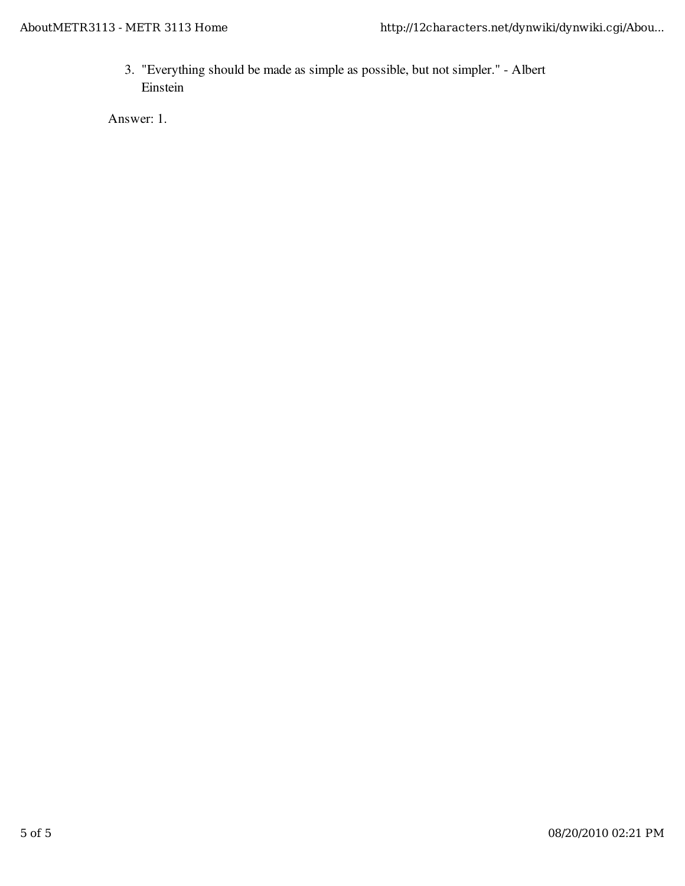3. "Everything should be made as simple as possible, but not simpler." - Albert Einstein

Answer: 1.